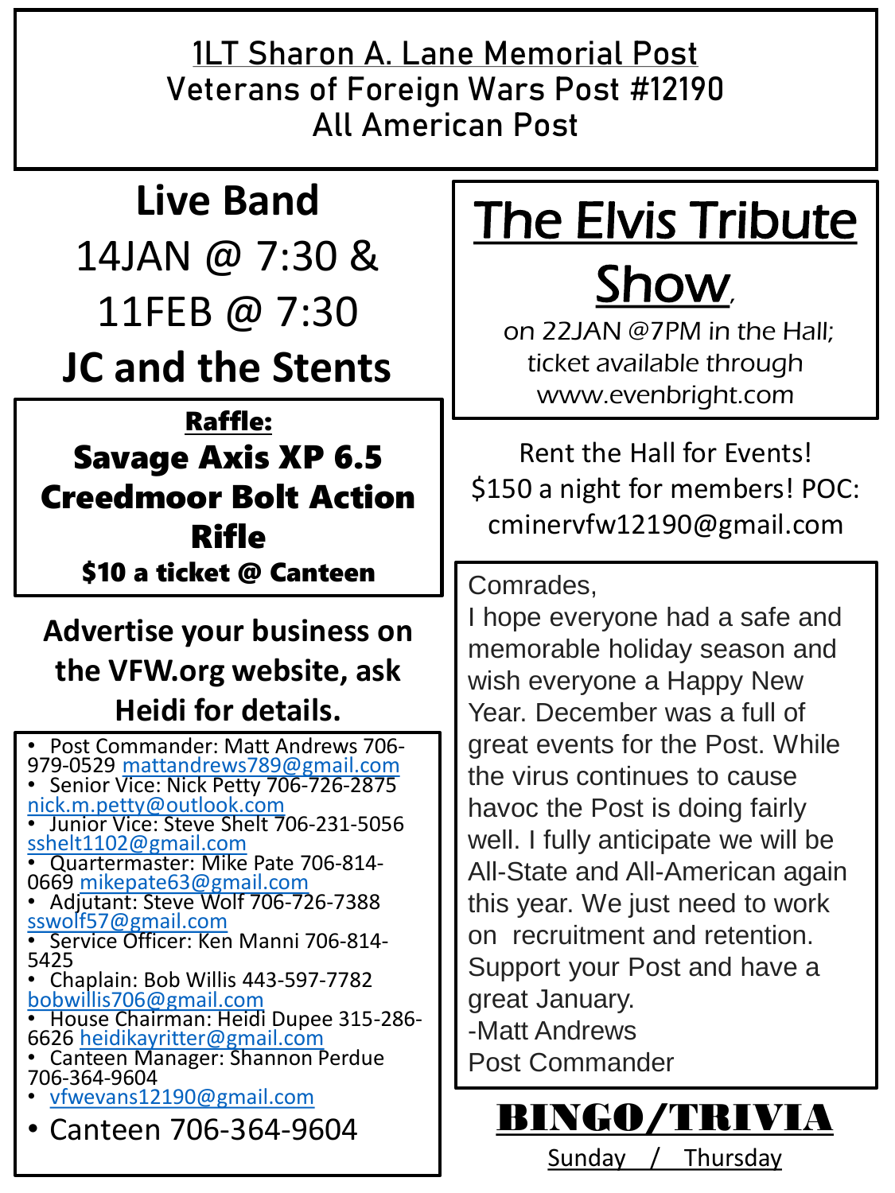# 1LT Sharon A. Lane Memorial Post
## Veterans of Foreign Wars Post #12190
## All American Post

## Live Band

14JAN @ 7:30 &

11FEB @ 7:30

**JC and the Stents**

**Raffle:**

**Savage Axis XP 6.5 Creedmoor Bolt Action Rifle**

**$10 a ticket @ Canteen**

**Advertise your business on the VFW.org website, ask Heidi for details.**

- Post Commander: Matt Andrews 706-979-0529 mattandrews789@gmail.com
- Senior Vice: Nick Petty 706-726-2875 nick.m.petty@outlook.com
- Junior Vice: Steve Shelt 706-231-5056 sshelt1102@gmail.com
- Quartermaster: Mike Pate 706-814-0669 mikepate63@gmail.com
- Adjutant: Steve Wolf 706-726-7388 sswolf57@gmail.com
- Service Officer: Ken Manni 706-814-5425
- Chaplain: Bob Willis 443-597-7782 bobwillis706@gmail.com
- House Chairman: Heidi Dupee 315-286-6626 heidikayritter@gmail.com
- Canteen Manager: Shannon Perdue 706-364-9604
- vfwevans12190@gmail.com
- Canteen 706-364-9604

## The Elvis Tribute Show,

*on 22JAN @7PM in the Hall; ticket available through www.evenbright.com*

Rent the Hall for Events! $150 a night for members! POC: cminervfw12190@gmail.com

Comrades,

I hope everyone had a safe and memorable holiday season and wish everyone a Happy New Year. December was a full of great events for the Post. While the virus continues to cause havoc the Post is doing fairly well. I fully anticipate we will be All-State and All-American again this year. We just need to work on recruitment and retention. Support your Post and have a great January.

-Matt Andrews

Post Commander

## BINGO/TRIVIA

Sunday / Thursday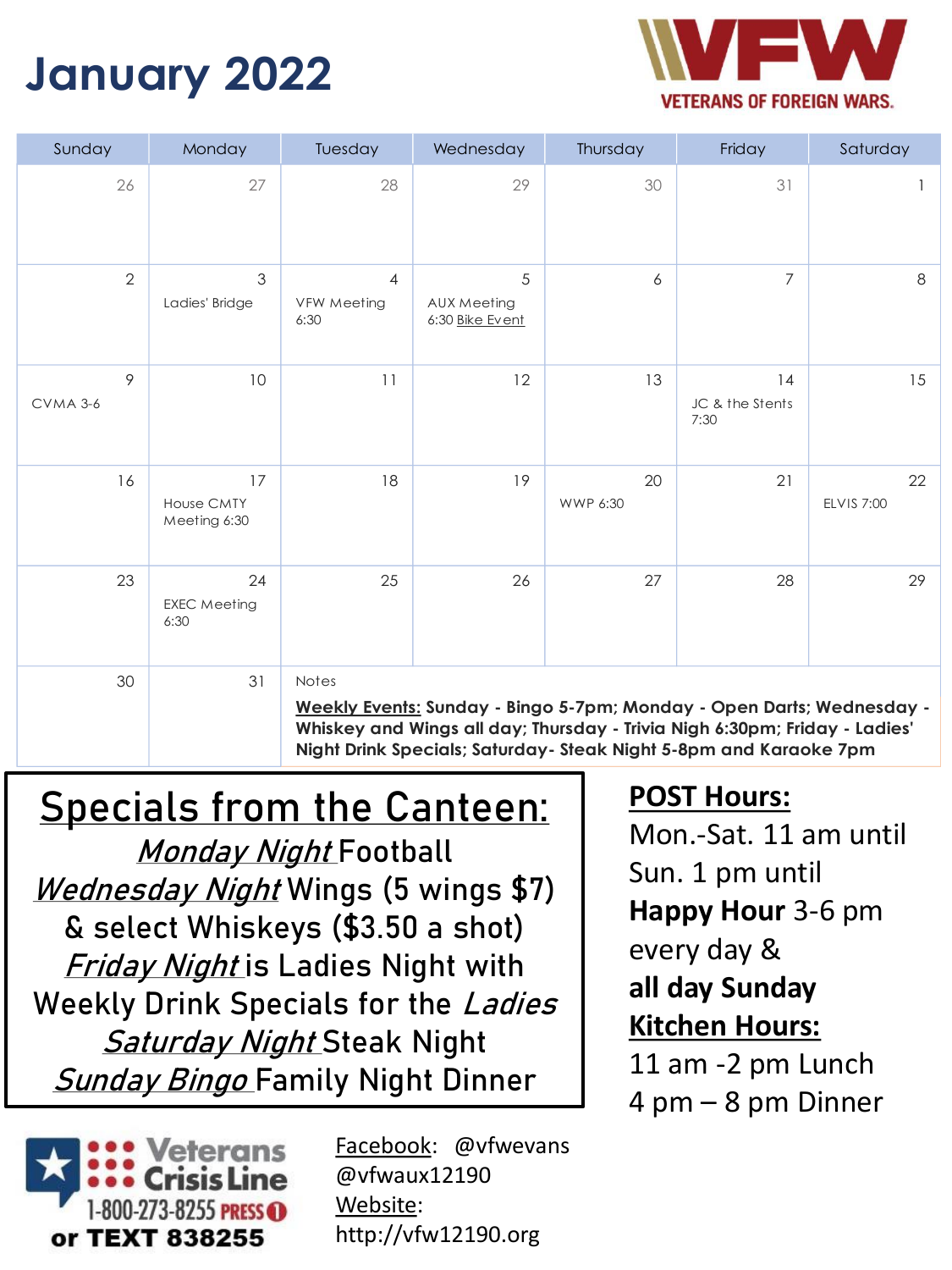# January 2022

**VFW**
VETERANS OF FOREIGN WARS.

| Sunday | Monday | Tuesday | Wednesday | Thursday | Friday | Saturday |
|---|---|---|---|---|---|---|
| 26 | 27 | 28 | 29 | 30 | 31 | 1 |
| 2 | 3 Ladies' Bridge | 4 VFW Meeting 6:30 | 5 AUX Meeting 6:30 Bike Event | 6 | 7 | 8 |
| 9 CVMA 3-6 | 10 | 11 | 12 | 13 | 14 JC & the Stents 7:30 | 15 |
| 16 | 17 House CMTY Meeting 6:30 | 18 | 19 | 20 WWP 6:30 | 21 | 22 ELVIS 7:00 |
| 23 | 24 EXEC Meeting 6:30 | 25 | 26 | 27 | 28 | 29 |
| 30 | 31 | Notes **Weekly Events: Sunday - Bingo 5-7pm; Monday - Open Darts; Wednesday - Whiskey and Wings all day; Thursday - Trivia Nigh 6:30pm; Friday - Ladies' Night Drink Specials; Saturday- Steak Night 5-8pm and Karaoke 7pm** | | | | |

## Specials from the Canteen:

*Monday Night* Football
*Wednesday Night* Wings (5 wings $7) & select Whiskeys ($3.50 a shot)
*Friday Night* is Ladies Night with Weekly Drink Specials for the *Ladies*
*Saturday Night* Steak Night
*Sunday Bingo* Family Night Dinner

**POST Hours:**
Mon.-Sat. 11 am until
Sun. 1 pm until
**Happy Hour** 3-6 pm every day &
**all day Sunday**

**Kitchen Hours:**
11 am -2 pm Lunch
4 pm – 8 pm Dinner

Veterans Crisis Line
1-800-273-8255 PRESS 1
or TEXT 838255

Facebook: @vfwevans
@vfwaux12190
Website:
http://vfw12190.org